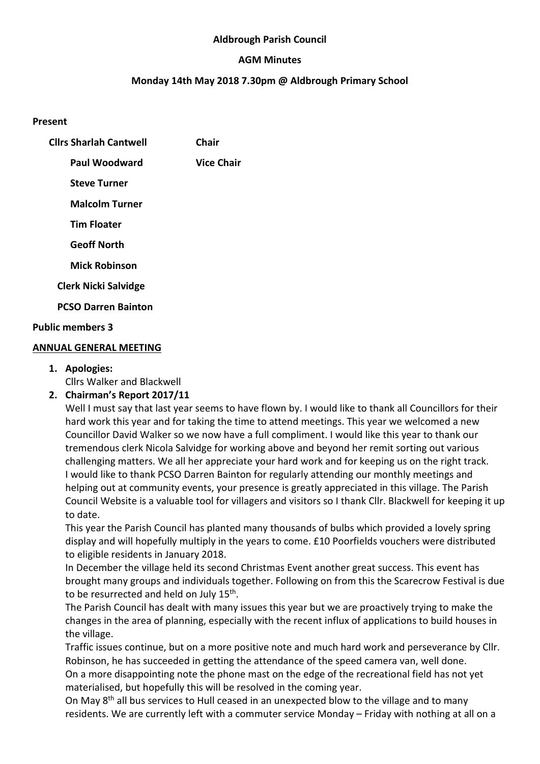**Aldbrough Parish Council**

**AGM Minutes**

**Monday 14th May 2018 7.30pm @ Aldbrough Primary School**

**Present**

**Cllrs Sharlah Cantwell** **Chair**

**Paul Woodward** **Vice Chair**

**Steve Turner**

**Malcolm Turner**

**Tim Floater**

**Geoff North**

**Mick Robinson**

**Clerk Nicki Salvidge**

**PCSO Darren Bainton**

**Public members 3**

**ANNUAL GENERAL MEETING**

1. **Apologies:**
   Cllrs Walker and Blackwell
2. **Chairman's Report 2017/11**
   Well I must say that last year seems to have flown by. I would like to thank all Councillors for their hard work this year and for taking the time to attend meetings. This year we welcomed a new Councillor David Walker so we now have a full compliment. I would like this year to thank our tremendous clerk Nicola Salvidge for working above and beyond her remit sorting out various challenging matters. We all her appreciate your hard work and for keeping us on the right track. I would like to thank PCSO Darren Bainton for regularly attending our monthly meetings and helping out at community events, your presence is greatly appreciated in this village. The Parish Council Website is a valuable tool for villagers and visitors so I thank Cllr. Blackwell for keeping it up to date.
   This year the Parish Council has planted many thousands of bulbs which provided a lovely spring display and will hopefully multiply in the years to come. £10 Poorfields vouchers were distributed to eligible residents in January 2018.
   In December the village held its second Christmas Event another great success. This event has brought many groups and individuals together. Following on from this the Scarecrow Festival is due to be resurrected and held on July 15th.
   The Parish Council has dealt with many issues this year but we are proactively trying to make the changes in the area of planning, especially with the recent influx of applications to build houses in the village.
   Traffic issues continue, but on a more positive note and much hard work and perseverance by Cllr. Robinson, he has succeeded in getting the attendance of the speed camera van, well done.
   On a more disappointing note the phone mast on the edge of the recreational field has not yet materialised, but hopefully this will be resolved in the coming year.
   On May 8th all bus services to Hull ceased in an unexpected blow to the village and to many residents. We are currently left with a commuter service Monday – Friday with nothing at all on a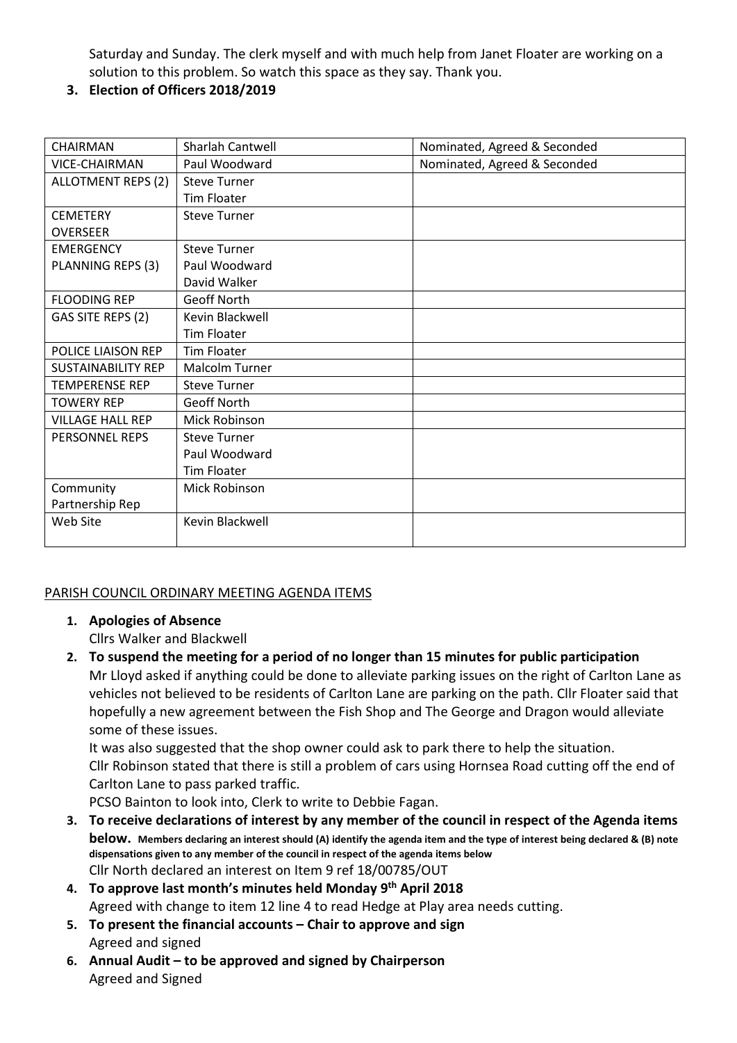Saturday and Sunday. The clerk myself and with much help from Janet Floater are working on a solution to this problem. So watch this space as they say. Thank you.

3. **Election of Officers 2018/2019**

| CHAIRMAN | Sharlah Cantwell | Nominated, Agreed & Seconded |
|---|---|---|
| VICE-CHAIRMAN | Paul Woodward | Nominated, Agreed & Seconded |
| ALLOTMENT REPS (2) | Steve Turner<br>Tim Floater | |
| CEMETERY OVERSEER | Steve Turner | |
| EMERGENCY PLANNING REPS (3) | Steve Turner<br>Paul Woodward<br>David Walker | |
| FLOODING REP | Geoff North | |
| GAS SITE REPS (2) | Kevin Blackwell<br>Tim Floater | |
| POLICE LIAISON REP | Tim Floater | |
| SUSTAINABILITY REP | Malcolm Turner | |
| TEMPERENSE REP | Steve Turner | |
| TOWERY REP | Geoff North | |
| VILLAGE HALL REP | Mick Robinson | |
| PERSONNEL REPS | Steve Turner<br>Paul Woodward<br>Tim Floater | |
| Community Partnership Rep | Mick Robinson | |
| Web Site | Kevin Blackwell | |

PARISH COUNCIL ORDINARY MEETING AGENDA ITEMS

1. **Apologies of Absence**
   Cllrs Walker and Blackwell
2. **To suspend the meeting for a period of no longer than 15 minutes for public participation**
   Mr Lloyd asked if anything could be done to alleviate parking issues on the right of Carlton Lane as vehicles not believed to be residents of Carlton Lane are parking on the path. Cllr Floater said that hopefully a new agreement between the Fish Shop and The George and Dragon would alleviate some of these issues.
   It was also suggested that the shop owner could ask to park there to help the situation.
   Cllr Robinson stated that there is still a problem of cars using Hornsea Road cutting off the end of Carlton Lane to pass parked traffic.
   PCSO Bainton to look into, Clerk to write to Debbie Fagan.
3. **To receive declarations of interest by any member of the council in respect of the Agenda items below.** **Members declaring an interest should (A) identify the agenda item and the type of interest being declared & (B) note dispensations given to any member of the council in respect of the agenda items below**
   Cllr North declared an interest on Item 9 ref 18/00785/OUT
4. **To approve last month's minutes held Monday 9th April 2018**
   Agreed with change to item 12 line 4 to read Hedge at Play area needs cutting.
5. **To present the financial accounts – Chair to approve and sign**
   Agreed and signed
6. **Annual Audit – to be approved and signed by Chairperson**
   Agreed and Signed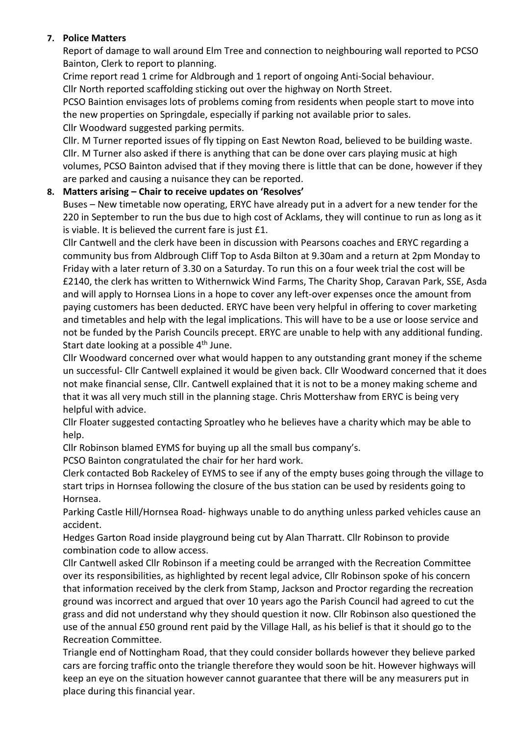**7. Police Matters**

Report of damage to wall around Elm Tree and connection to neighbouring wall reported to PCSO Bainton, Clerk to report to planning.

Crime report read 1 crime for Aldbrough and 1 report of ongoing Anti-Social behaviour.

Cllr North reported scaffolding sticking out over the highway on North Street.

PCSO Baintion envisages lots of problems coming from residents when people start to move into the new properties on Springdale, especially if parking not available prior to sales.

Cllr Woodward suggested parking permits.

Cllr. M Turner reported issues of fly tipping on East Newton Road, believed to be building waste.

Cllr. M Turner also asked if there is anything that can be done over cars playing music at high volumes, PCSO Bainton advised that if they moving there is little that can be done, however if they are parked and causing a nuisance they can be reported.

**8. Matters arising – Chair to receive updates on 'Resolves'**

Buses – New timetable now operating, ERYC have already put in a advert for a new tender for the 220 in September to run the bus due to high cost of Acklams, they will continue to run as long as it is viable. It is believed the current fare is just £1.

Cllr Cantwell and the clerk have been in discussion with Pearsons coaches and ERYC regarding a community bus from Aldbrough Cliff Top to Asda Bilton at 9.30am and a return at 2pm Monday to Friday with a later return of 3.30 on a Saturday. To run this on a four week trial the cost will be £2140, the clerk has written to Withernwick Wind Farms, The Charity Shop, Caravan Park, SSE, Asda and will apply to Hornsea Lions in a hope to cover any left-over expenses once the amount from paying customers has been deducted. ERYC have been very helpful in offering to cover marketing and timetables and help with the legal implications. This will have to be a use or loose service and not be funded by the Parish Councils precept. ERYC are unable to help with any additional funding. Start date looking at a possible 4th June.

Cllr Woodward concerned over what would happen to any outstanding grant money if the scheme un successful- Cllr Cantwell explained it would be given back. Cllr Woodward concerned that it does not make financial sense, Cllr. Cantwell explained that it is not to be a money making scheme and that it was all very much still in the planning stage. Chris Mottershaw from ERYC is being very helpful with advice.

Cllr Floater suggested contacting Sproatley who he believes have a charity which may be able to help.

Cllr Robinson blamed EYMS for buying up all the small bus company's.

PCSO Bainton congratulated the chair for her hard work.

Clerk contacted Bob Rackeley of EYMS to see if any of the empty buses going through the village to start trips in Hornsea following the closure of the bus station can be used by residents going to Hornsea.

Parking Castle Hill/Hornsea Road- highways unable to do anything unless parked vehicles cause an accident.

Hedges Garton Road inside playground being cut by Alan Tharratt. Cllr Robinson to provide combination code to allow access.

Cllr Cantwell asked Cllr Robinson if a meeting could be arranged with the Recreation Committee over its responsibilities, as highlighted by recent legal advice, Cllr Robinson spoke of his concern that information received by the clerk from Stamp, Jackson and Proctor regarding the recreation ground was incorrect and argued that over 10 years ago the Parish Council had agreed to cut the grass and did not understand why they should question it now. Cllr Robinson also questioned the use of the annual £50 ground rent paid by the Village Hall, as his belief is that it should go to the Recreation Committee.

Triangle end of Nottingham Road, that they could consider bollards however they believe parked cars are forcing traffic onto the triangle therefore they would soon be hit. However highways will keep an eye on the situation however cannot guarantee that there will be any measurers put in place during this financial year.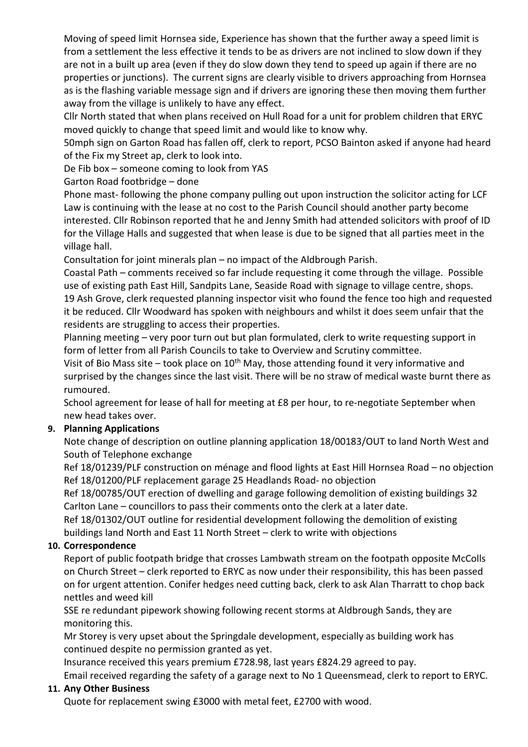Moving of speed limit Hornsea side, Experience has shown that the further away a speed limit is from a settlement the less effective it tends to be as drivers are not inclined to slow down if they are not in a built up area (even if they do slow down they tend to speed up again if there are no properties or junctions). The current signs are clearly visible to drivers approaching from Hornsea as is the flashing variable message sign and if drivers are ignoring these then moving them further away from the village is unlikely to have any effect.

Cllr North stated that when plans received on Hull Road for a unit for problem children that ERYC moved quickly to change that speed limit and would like to know why.

50mph sign on Garton Road has fallen off, clerk to report, PCSO Bainton asked if anyone had heard of the Fix my Street ap, clerk to look into.

De Fib box – someone coming to look from YAS

Garton Road footbridge – done

Phone mast- following the phone company pulling out upon instruction the solicitor acting for LCF Law is continuing with the lease at no cost to the Parish Council should another party become interested. Cllr Robinson reported that he and Jenny Smith had attended solicitors with proof of ID for the Village Halls and suggested that when lease is due to be signed that all parties meet in the village hall.

Consultation for joint minerals plan – no impact of the Aldbrough Parish.

Coastal Path – comments received so far include requesting it come through the village. Possible use of existing path East Hill, Sandpits Lane, Seaside Road with signage to village centre, shops.

19 Ash Grove, clerk requested planning inspector visit who found the fence too high and requested it be reduced. Cllr Woodward has spoken with neighbours and whilst it does seem unfair that the residents are struggling to access their properties.

Planning meeting – very poor turn out but plan formulated, clerk to write requesting support in form of letter from all Parish Councils to take to Overview and Scrutiny committee.

Visit of Bio Mass site – took place on 10th May, those attending found it very informative and surprised by the changes since the last visit. There will be no straw of medical waste burnt there as rumoured.

School agreement for lease of hall for meeting at £8 per hour, to re-negotiate September when new head takes over.

**9. Planning Applications**

Note change of description on outline planning application 18/00183/OUT to land North West and South of Telephone exchange

Ref 18/01239/PLF construction on ménage and flood lights at East Hill Hornsea Road – no objection

Ref 18/01200/PLF replacement garage 25 Headlands Road- no objection

Ref 18/00785/OUT erection of dwelling and garage following demolition of existing buildings 32 Carlton Lane – councillors to pass their comments onto the clerk at a later date.

Ref 18/01302/OUT outline for residential development following the demolition of existing buildings land North and East 11 North Street – clerk to write with objections

**10. Correspondence**

Report of public footpath bridge that crosses Lambwath stream on the footpath opposite McColls on Church Street – clerk reported to ERYC as now under their responsibility, this has been passed on for urgent attention. Conifer hedges need cutting back, clerk to ask Alan Tharratt to chop back nettles and weed kill

SSE re redundant pipework showing following recent storms at Aldbrough Sands, they are monitoring this.

Mr Storey is very upset about the Springdale development, especially as building work has continued despite no permission granted as yet.

Insurance received this years premium £728.98, last years £824.29 agreed to pay.

Email received regarding the safety of a garage next to No 1 Queensmead, clerk to report to ERYC.

**11. Any Other Business**

Quote for replacement swing £3000 with metal feet, £2700 with wood.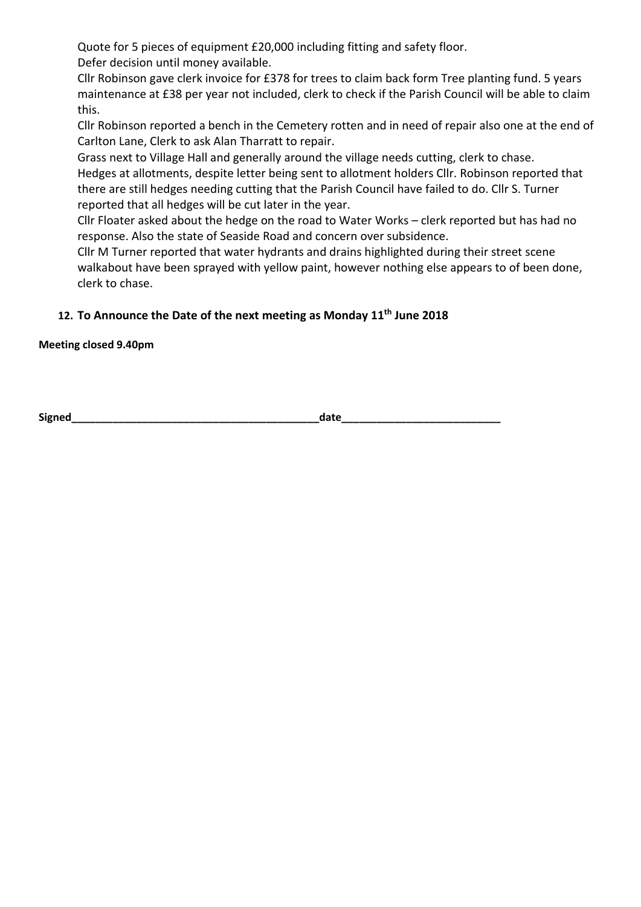Quote for 5 pieces of equipment £20,000 including fitting and safety floor.
Defer decision until money available.
Cllr Robinson gave clerk invoice for £378 for trees to claim back form Tree planting fund. 5 years maintenance at £38 per year not included, clerk to check if the Parish Council will be able to claim this.
Cllr Robinson reported a bench in the Cemetery rotten and in need of repair also one at the end of Carlton Lane, Clerk to ask Alan Tharratt to repair.
Grass next to Village Hall and generally around the village needs cutting, clerk to chase.
Hedges at allotments, despite letter being sent to allotment holders Cllr. Robinson reported that there are still hedges needing cutting that the Parish Council have failed to do. Cllr S. Turner reported that all hedges will be cut later in the year.
Cllr Floater asked about the hedge on the road to Water Works – clerk reported but has had no response. Also the state of Seaside Road and concern over subsidence.
Cllr M Turner reported that water hydrants and drains highlighted during their street scene walkabout have been sprayed with yellow paint, however nothing else appears to of been done, clerk to chase.

**12. To Announce the Date of the next meeting as Monday 11th June 2018**

**Meeting closed 9.40pm**

**Signed\_\_\_\_\_\_\_\_\_\_\_\_\_\_\_\_\_\_\_\_\_\_\_\_\_\_\_\_\_\_\_\_\_\_\_\_\_\_\_\_\_date\_\_\_\_\_\_\_\_\_\_\_\_\_\_\_\_\_\_\_\_\_\_\_\_\_\_\_**